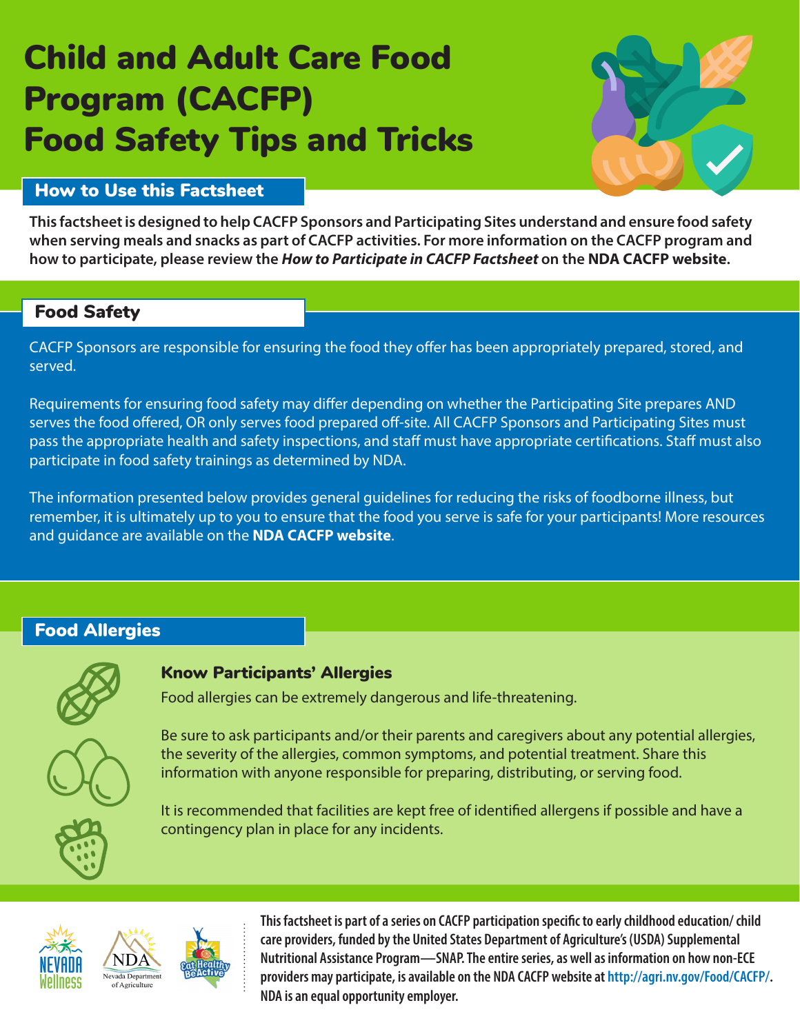# Child and Adult Care Food Program (CACFP) Food Safety Tips and Tricks

## How to Use this Factsheet

**This factsheet is designed to help CACFP Sponsors and Participating Sites understand and ensure food safety when serving meals and snacks as part of CACFP activities. For more information on the CACFP program and how to participate, please review the *How to Participate in CACFP Factsheet* on the NDA CACFP website.**

## Food Safety

CACFP Sponsors are responsible for ensuring the food they offer has been appropriately prepared, stored, and served.

Requirements for ensuring food safety may differ depending on whether the Participating Site prepares AND serves the food offered, OR only serves food prepared off-site. All CACFP Sponsors and Participating Sites must pass the appropriate health and safety inspections, and staff must have appropriate certifications. Staff must also participate in food safety trainings as determined by NDA.

The information presented below provides general guidelines for reducing the risks of foodborne illness, but remember, it is ultimately up to you to ensure that the food you serve is safe for your participants! More resources and guidance are available on the **NDA CACFP website**.

## Food Allergies

### Know Participants' Allergies

Food allergies can be extremely dangerous and life-threatening.

Be sure to ask participants and/or their parents and caregivers about any potential allergies, the severity of the allergies, common symptoms, and potential treatment. Share this information with anyone responsible for preparing, distributing, or serving food.

It is recommended that facilities are kept free of identified allergens if possible and have a contingency plan in place for any incidents.

**This factsheet is part of a series on CACFP participation specific to early childhood education/ child care providers, funded by the United States Department of Agriculture's (USDA) Supplemental Nutritional Assistance Program—SNAP. The entire series, as well as information on how non-ECE providers may participate, is available on the NDA CACFP website at http://agri.nv.gov/Food/CACFP/. NDA is an equal opportunity employer.**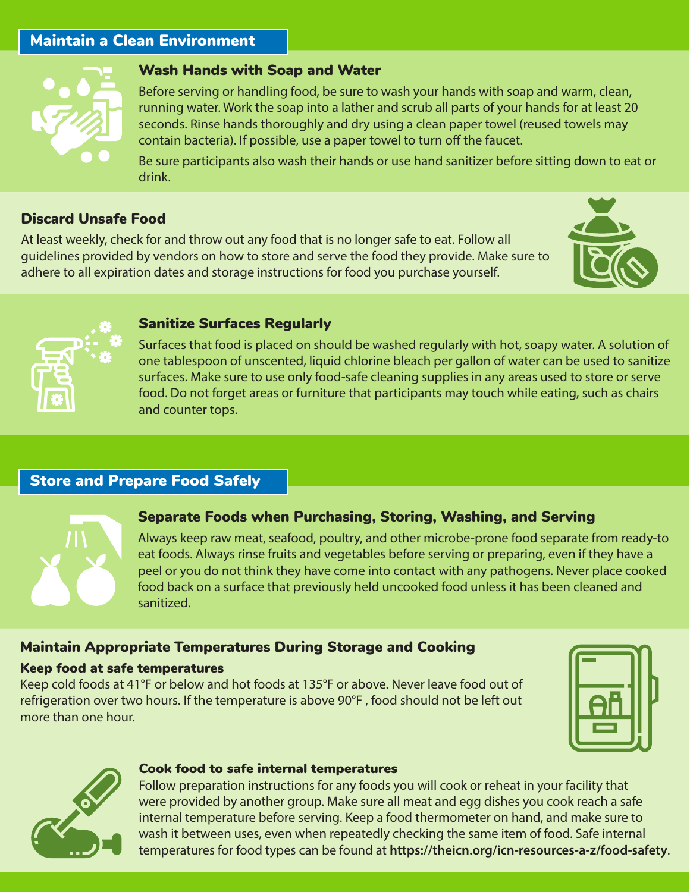## Maintain a Clean Environment

### Wash Hands with Soap and Water

Before serving or handling food, be sure to wash your hands with soap and warm, clean, running water. Work the soap into a lather and scrub all parts of your hands for at least 20 seconds. Rinse hands thoroughly and dry using a clean paper towel (reused towels may contain bacteria). If possible, use a paper towel to turn off the faucet.

Be sure participants also wash their hands or use hand sanitizer before sitting down to eat or drink.

### Discard Unsafe Food

At least weekly, check for and throw out any food that is no longer safe to eat. Follow all guidelines provided by vendors on how to store and serve the food they provide. Make sure to adhere to all expiration dates and storage instructions for food you purchase yourself.

### Sanitize Surfaces Regularly

Surfaces that food is placed on should be washed regularly with hot, soapy water. A solution of one tablespoon of unscented, liquid chlorine bleach per gallon of water can be used to sanitize surfaces. Make sure to use only food-safe cleaning supplies in any areas used to store or serve food. Do not forget areas or furniture that participants may touch while eating, such as chairs and counter tops.

## Store and Prepare Food Safely

### Separate Foods when Purchasing, Storing, Washing, and Serving

Always keep raw meat, seafood, poultry, and other microbe-prone food separate from ready-to eat foods. Always rinse fruits and vegetables before serving or preparing, even if they have a peel or you do not think they have come into contact with any pathogens. Never place cooked food back on a surface that previously held uncooked food unless it has been cleaned and sanitized.

### Maintain Appropriate Temperatures During Storage and Cooking

**Keep food at safe temperatures**

Keep cold foods at 41°F or below and hot foods at 135°F or above. Never leave food out of refrigeration over two hours. If the temperature is above 90°F , food should not be left out more than one hour.

**Cook food to safe internal temperatures**

Follow preparation instructions for any foods you will cook or reheat in your facility that were provided by another group. Make sure all meat and egg dishes you cook reach a safe internal temperature before serving. Keep a food thermometer on hand, and make sure to wash it between uses, even when repeatedly checking the same item of food. Safe internal temperatures for food types can be found at **https://theicn.org/icn-resources-a-z/food-safety**.